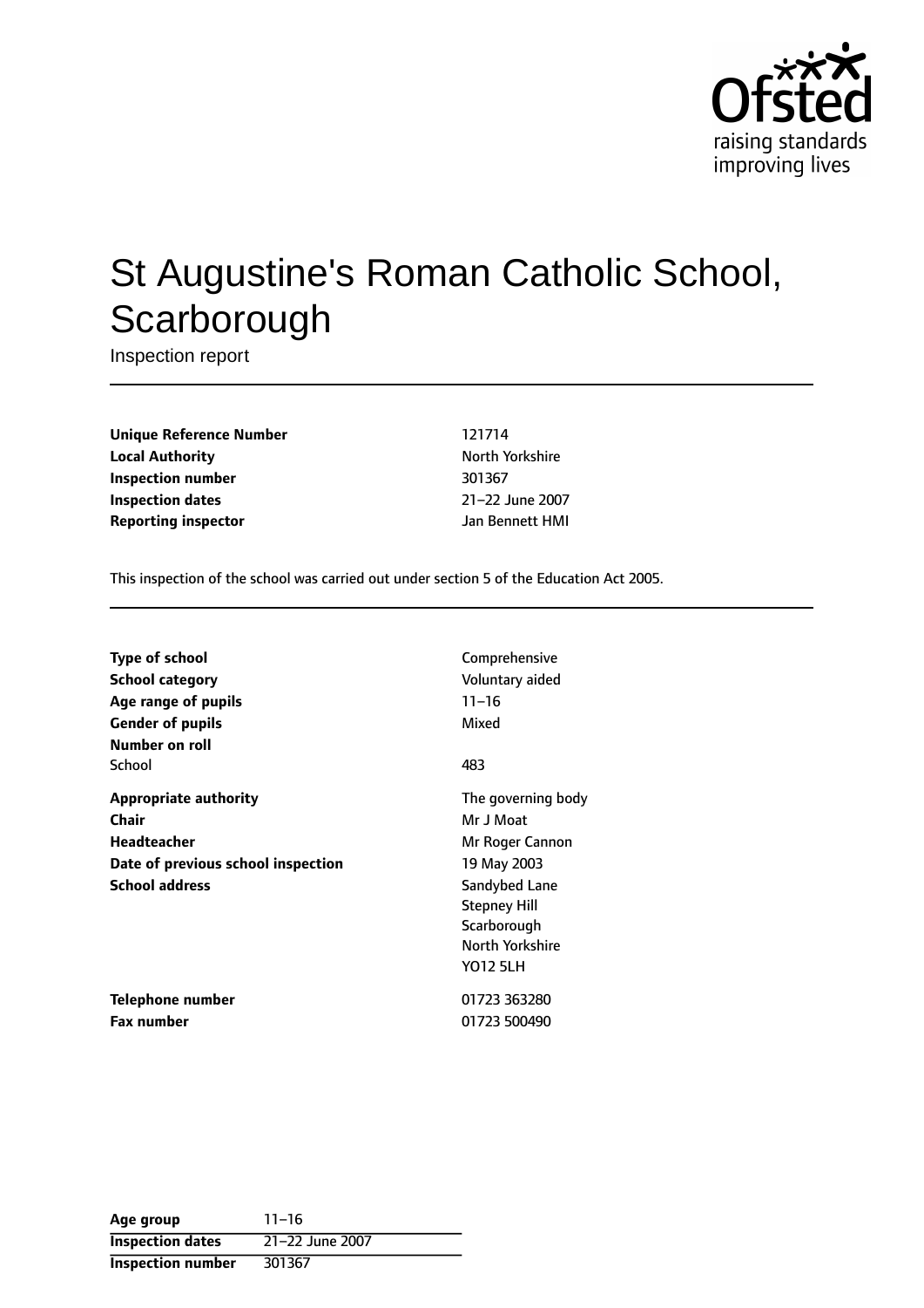# St Augustine's Roman Catholic School, Scarborough

Inspection report

| | |
|---|---|
| **Unique Reference Number** | 121714 |
| **Local Authority** | North Yorkshire |
| **Inspection number** | 301367 |
| **Inspection dates** | 21–22 June 2007 |
| **Reporting inspector** | Jan Bennett HMI |

This inspection of the school was carried out under section 5 of the Education Act 2005.

| | |
|---|---|
| **Type of school** | Comprehensive |
| **School category** | Voluntary aided |
| **Age range of pupils** | 11–16 |
| **Gender of pupils** | Mixed |
| **Number on roll** | |
| School | 483 |
| **Appropriate authority** | The governing body |
| **Chair** | Mr J Moat |
| **Headteacher** | Mr Roger Cannon |
| **Date of previous school inspection** | 19 May 2003 |
| **School address** | Sandybed Lane<br>Stepney Hill<br>Scarborough<br>North Yorkshire<br>YO12 5LH |
| **Telephone number** | 01723 363280 |
| **Fax number** | 01723 500490 |

| | |
|---|---|
| **Age group** | 11–16 |
| **Inspection dates** | 21–22 June 2007 |
| **Inspection number** | 301367 |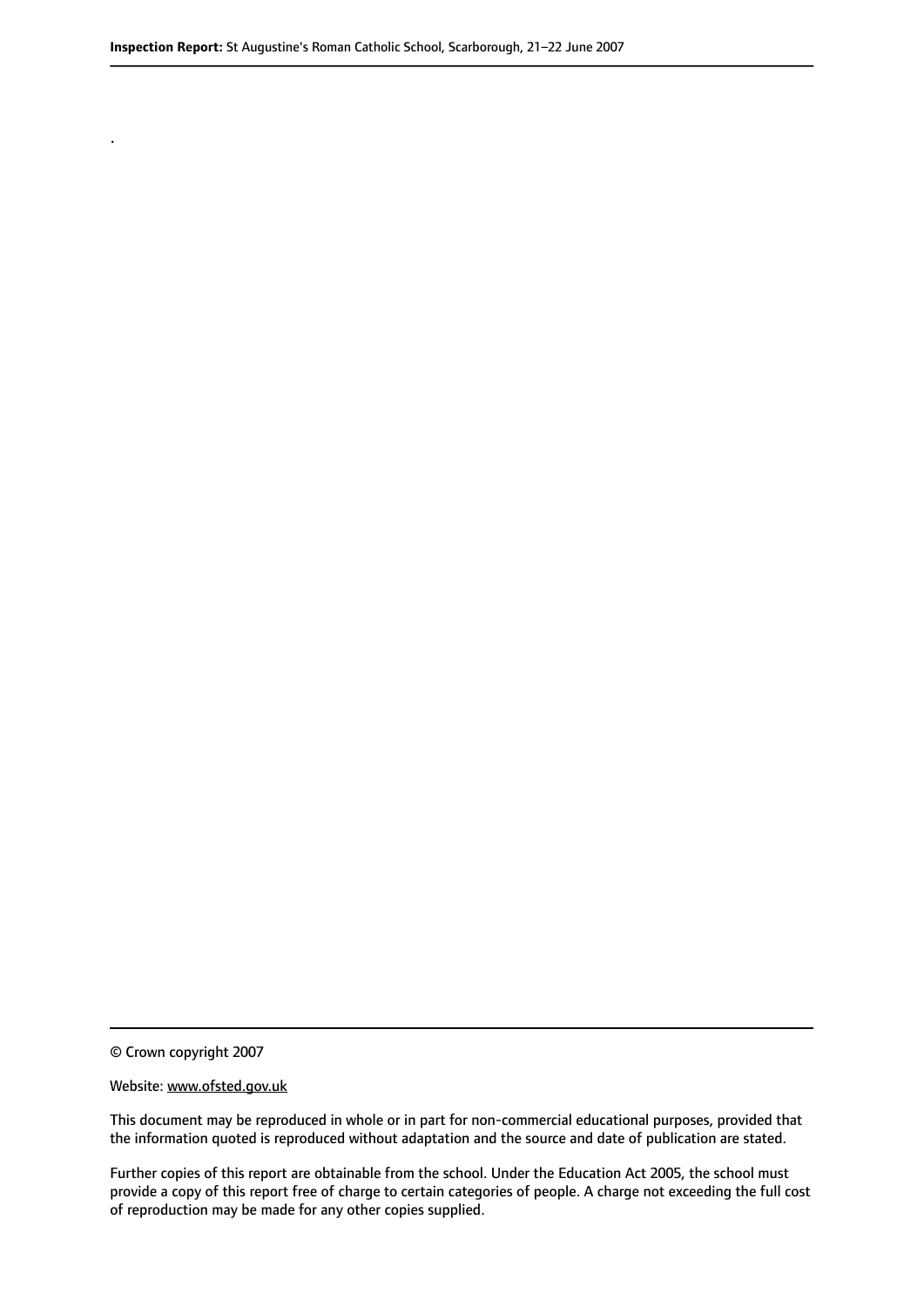.

© Crown copyright 2007

Website: www.ofsted.gov.uk

This document may be reproduced in whole or in part for non-commercial educational purposes, provided that the information quoted is reproduced without adaptation and the source and date of publication are stated.

Further copies of this report are obtainable from the school. Under the Education Act 2005, the school must provide a copy of this report free of charge to certain categories of people. A charge not exceeding the full cost of reproduction may be made for any other copies supplied.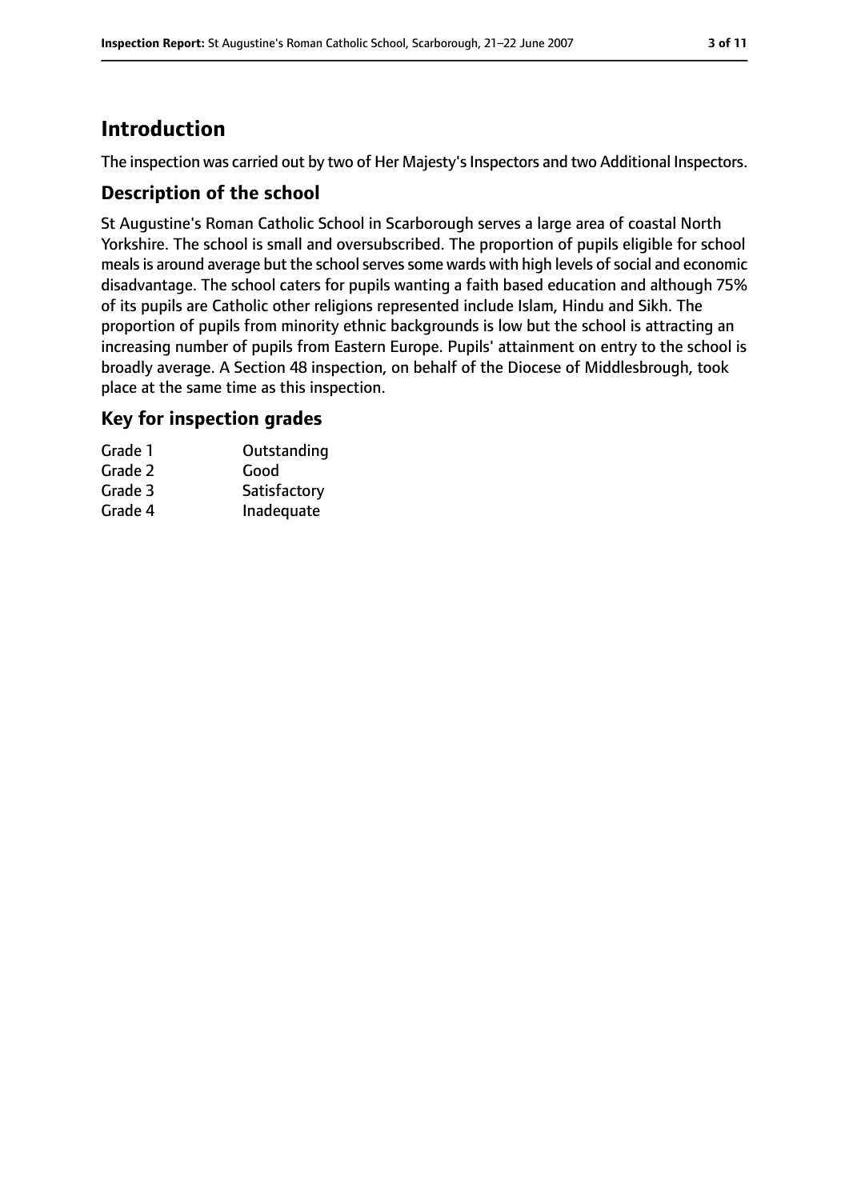# Introduction

The inspection was carried out by two of Her Majesty's Inspectors and two Additional Inspectors.

## Description of the school

St Augustine's Roman Catholic School in Scarborough serves a large area of coastal North Yorkshire. The school is small and oversubscribed. The proportion of pupils eligible for school meals is around average but the school serves some wards with high levels of social and economic disadvantage. The school caters for pupils wanting a faith based education and although 75% of its pupils are Catholic other religions represented include Islam, Hindu and Sikh. The proportion of pupils from minority ethnic backgrounds is low but the school is attracting an increasing number of pupils from Eastern Europe. Pupils' attainment on entry to the school is broadly average. A Section 48 inspection, on behalf of the Diocese of Middlesbrough, took place at the same time as this inspection.

## Key for inspection grades

| | |
|---|---|
| Grade 1 | Outstanding |
| Grade 2 | Good |
| Grade 3 | Satisfactory |
| Grade 4 | Inadequate |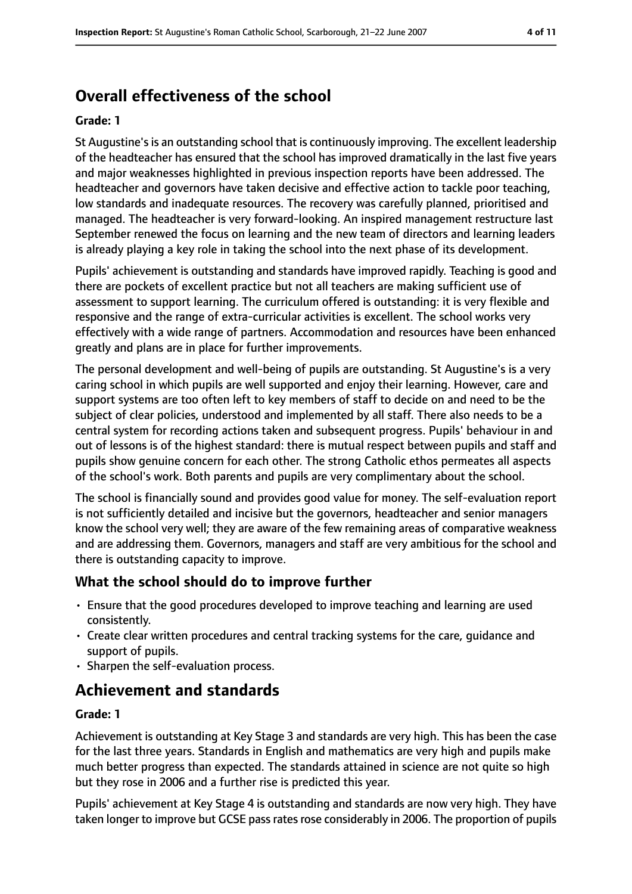## Overall effectiveness of the school

**Grade: 1**

St Augustine's is an outstanding school that is continuously improving. The excellent leadership of the headteacher has ensured that the school has improved dramatically in the last five years and major weaknesses highlighted in previous inspection reports have been addressed. The headteacher and governors have taken decisive and effective action to tackle poor teaching, low standards and inadequate resources. The recovery was carefully planned, prioritised and managed. The headteacher is very forward-looking. An inspired management restructure last September renewed the focus on learning and the new team of directors and learning leaders is already playing a key role in taking the school into the next phase of its development.

Pupils' achievement is outstanding and standards have improved rapidly. Teaching is good and there are pockets of excellent practice but not all teachers are making sufficient use of assessment to support learning. The curriculum offered is outstanding: it is very flexible and responsive and the range of extra-curricular activities is excellent. The school works very effectively with a wide range of partners. Accommodation and resources have been enhanced greatly and plans are in place for further improvements.

The personal development and well-being of pupils are outstanding. St Augustine's is a very caring school in which pupils are well supported and enjoy their learning. However, care and support systems are too often left to key members of staff to decide on and need to be the subject of clear policies, understood and implemented by all staff. There also needs to be a central system for recording actions taken and subsequent progress. Pupils' behaviour in and out of lessons is of the highest standard: there is mutual respect between pupils and staff and pupils show genuine concern for each other. The strong Catholic ethos permeates all aspects of the school's work. Both parents and pupils are very complimentary about the school.

The school is financially sound and provides good value for money. The self-evaluation report is not sufficiently detailed and incisive but the governors, headteacher and senior managers know the school very well; they are aware of the few remaining areas of comparative weakness and are addressing them. Governors, managers and staff are very ambitious for the school and there is outstanding capacity to improve.

### What the school should do to improve further

- Ensure that the good procedures developed to improve teaching and learning are used consistently.
- Create clear written procedures and central tracking systems for the care, guidance and support of pupils.
- Sharpen the self-evaluation process.

## Achievement and standards

**Grade: 1**

Achievement is outstanding at Key Stage 3 and standards are very high. This has been the case for the last three years. Standards in English and mathematics are very high and pupils make much better progress than expected. The standards attained in science are not quite so high but they rose in 2006 and a further rise is predicted this year.

Pupils' achievement at Key Stage 4 is outstanding and standards are now very high. They have taken longer to improve but GCSE pass rates rose considerably in 2006. The proportion of pupils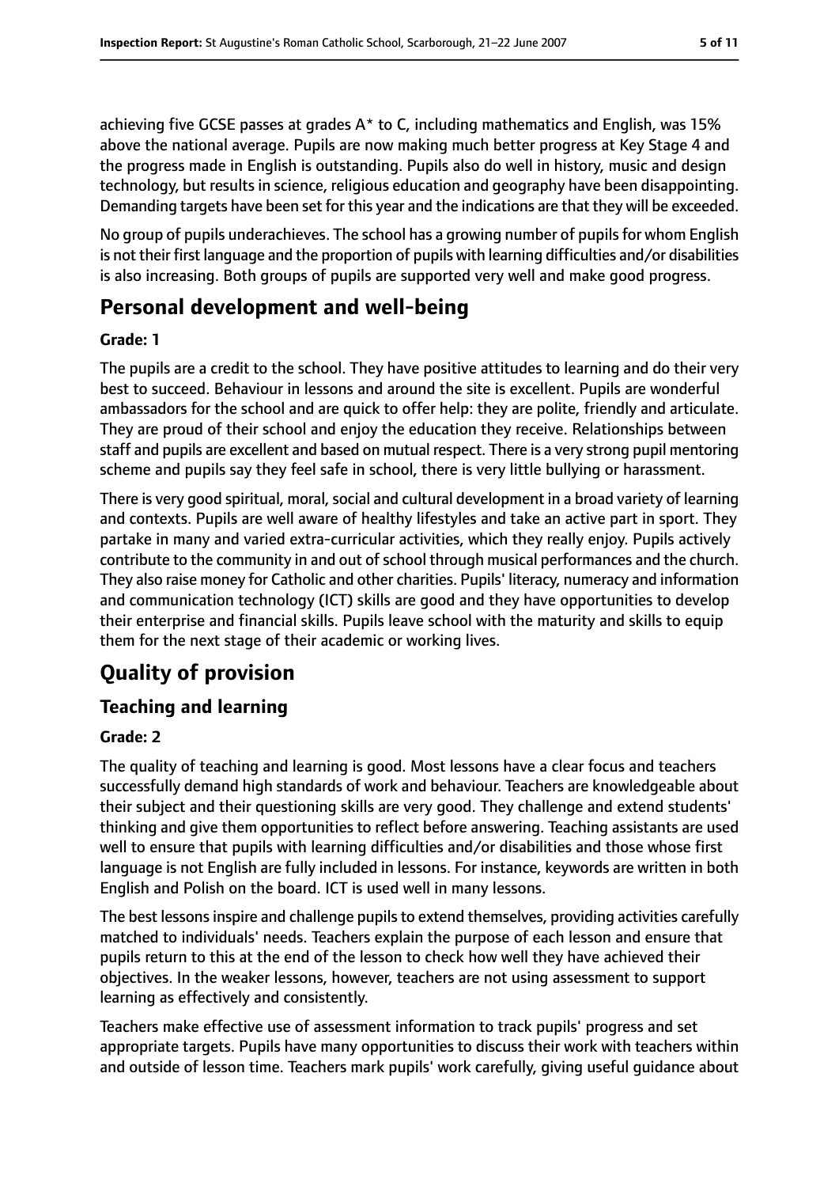achieving five GCSE passes at grades A* to C, including mathematics and English, was 15% above the national average. Pupils are now making much better progress at Key Stage 4 and the progress made in English is outstanding. Pupils also do well in history, music and design technology, but results in science, religious education and geography have been disappointing. Demanding targets have been set for this year and the indications are that they will be exceeded.

No group of pupils underachieves. The school has a growing number of pupils for whom English is not their first language and the proportion of pupils with learning difficulties and/or disabilities is also increasing. Both groups of pupils are supported very well and make good progress.

## Personal development and well-being

**Grade: 1**

The pupils are a credit to the school. They have positive attitudes to learning and do their very best to succeed. Behaviour in lessons and around the site is excellent. Pupils are wonderful ambassadors for the school and are quick to offer help: they are polite, friendly and articulate. They are proud of their school and enjoy the education they receive. Relationships between staff and pupils are excellent and based on mutual respect. There is a very strong pupil mentoring scheme and pupils say they feel safe in school, there is very little bullying or harassment.

There is very good spiritual, moral, social and cultural development in a broad variety of learning and contexts. Pupils are well aware of healthy lifestyles and take an active part in sport. They partake in many and varied extra-curricular activities, which they really enjoy. Pupils actively contribute to the community in and out of school through musical performances and the church. They also raise money for Catholic and other charities. Pupils' literacy, numeracy and information and communication technology (ICT) skills are good and they have opportunities to develop their enterprise and financial skills. Pupils leave school with the maturity and skills to equip them for the next stage of their academic or working lives.

# Quality of provision

## Teaching and learning

**Grade: 2**

The quality of teaching and learning is good. Most lessons have a clear focus and teachers successfully demand high standards of work and behaviour. Teachers are knowledgeable about their subject and their questioning skills are very good. They challenge and extend students' thinking and give them opportunities to reflect before answering. Teaching assistants are used well to ensure that pupils with learning difficulties and/or disabilities and those whose first language is not English are fully included in lessons. For instance, keywords are written in both English and Polish on the board. ICT is used well in many lessons.

The best lessons inspire and challenge pupils to extend themselves, providing activities carefully matched to individuals' needs. Teachers explain the purpose of each lesson and ensure that pupils return to this at the end of the lesson to check how well they have achieved their objectives. In the weaker lessons, however, teachers are not using assessment to support learning as effectively and consistently.

Teachers make effective use of assessment information to track pupils' progress and set appropriate targets. Pupils have many opportunities to discuss their work with teachers within and outside of lesson time. Teachers mark pupils' work carefully, giving useful guidance about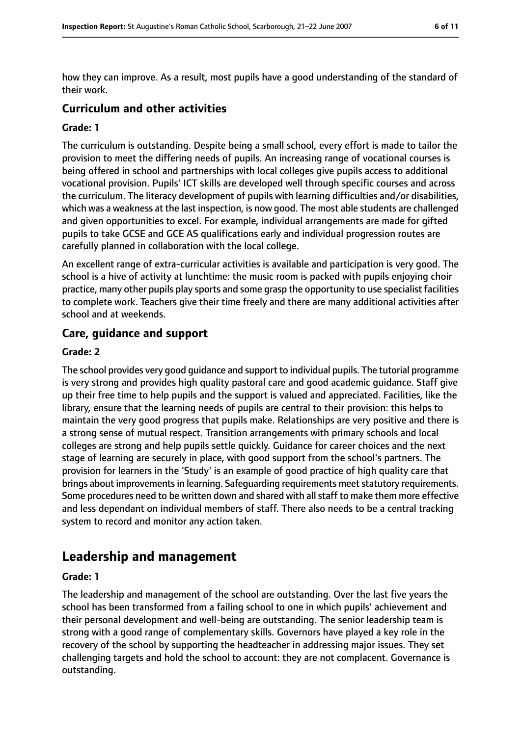how they can improve. As a result, most pupils have a good understanding of the standard of their work.

### Curriculum and other activities

#### Grade: 1

The curriculum is outstanding. Despite being a small school, every effort is made to tailor the provision to meet the differing needs of pupils. An increasing range of vocational courses is being offered in school and partnerships with local colleges give pupils access to additional vocational provision. Pupils' ICT skills are developed well through specific courses and across the curriculum. The literacy development of pupils with learning difficulties and/or disabilities, which was a weakness at the last inspection, is now good. The most able students are challenged and given opportunities to excel. For example, individual arrangements are made for gifted pupils to take GCSE and GCE AS qualifications early and individual progression routes are carefully planned in collaboration with the local college.

An excellent range of extra-curricular activities is available and participation is very good. The school is a hive of activity at lunchtime: the music room is packed with pupils enjoying choir practice, many other pupils play sports and some grasp the opportunity to use specialist facilities to complete work. Teachers give their time freely and there are many additional activities after school and at weekends.

### Care, guidance and support

#### Grade: 2

The school provides very good guidance and support to individual pupils. The tutorial programme is very strong and provides high quality pastoral care and good academic guidance. Staff give up their free time to help pupils and the support is valued and appreciated. Facilities, like the library, ensure that the learning needs of pupils are central to their provision: this helps to maintain the very good progress that pupils make. Relationships are very positive and there is a strong sense of mutual respect. Transition arrangements with primary schools and local colleges are strong and help pupils settle quickly. Guidance for career choices and the next stage of learning are securely in place, with good support from the school's partners. The provision for learners in the 'Study' is an example of good practice of high quality care that brings about improvements in learning. Safeguarding requirements meet statutory requirements. Some procedures need to be written down and shared with all staff to make them more effective and less dependant on individual members of staff. There also needs to be a central tracking system to record and monitor any action taken.

## Leadership and management

#### Grade: 1

The leadership and management of the school are outstanding. Over the last five years the school has been transformed from a failing school to one in which pupils' achievement and their personal development and well-being are outstanding. The senior leadership team is strong with a good range of complementary skills. Governors have played a key role in the recovery of the school by supporting the headteacher in addressing major issues. They set challenging targets and hold the school to account: they are not complacent. Governance is outstanding.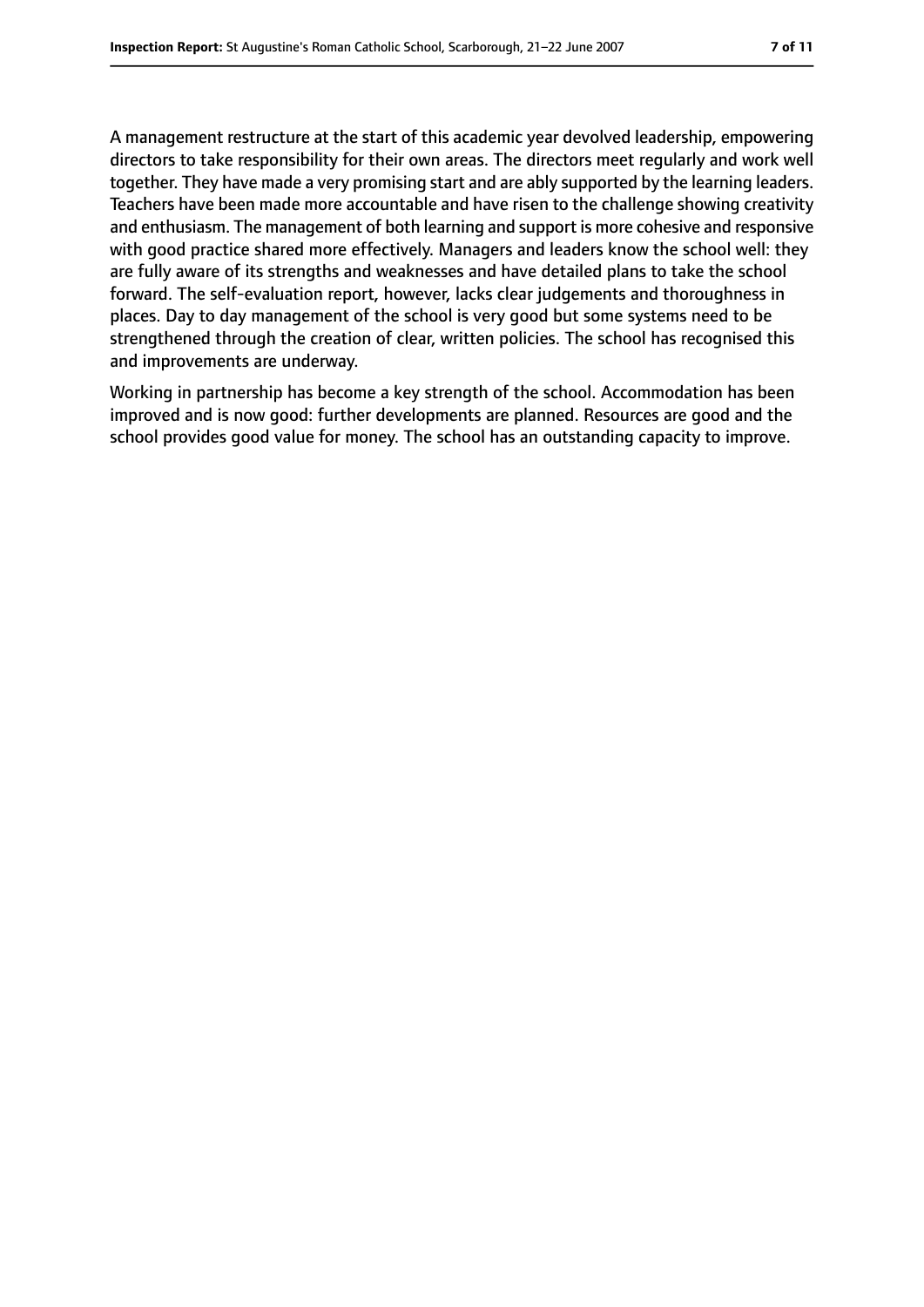A management restructure at the start of this academic year devolved leadership, empowering directors to take responsibility for their own areas. The directors meet regularly and work well together. They have made a very promising start and are ably supported by the learning leaders. Teachers have been made more accountable and have risen to the challenge showing creativity and enthusiasm. The management of both learning and support is more cohesive and responsive with good practice shared more effectively. Managers and leaders know the school well: they are fully aware of its strengths and weaknesses and have detailed plans to take the school forward. The self-evaluation report, however, lacks clear judgements and thoroughness in places. Day to day management of the school is very good but some systems need to be strengthened through the creation of clear, written policies. The school has recognised this and improvements are underway.

Working in partnership has become a key strength of the school. Accommodation has been improved and is now good: further developments are planned. Resources are good and the school provides good value for money. The school has an outstanding capacity to improve.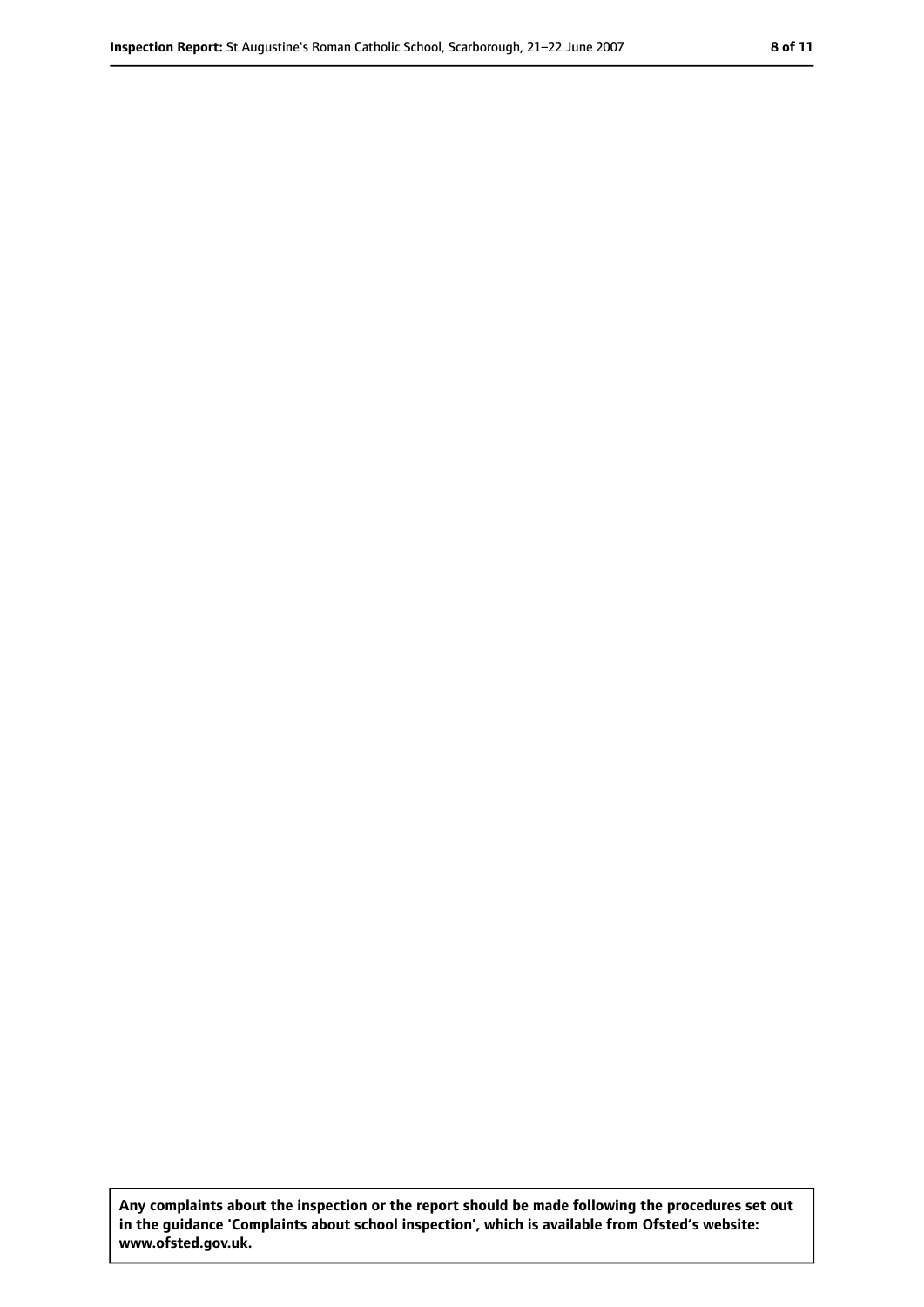**Any complaints about the inspection or the report should be made following the procedures set out in the guidance 'Complaints about school inspection', which is available from Ofsted's website: www.ofsted.gov.uk.**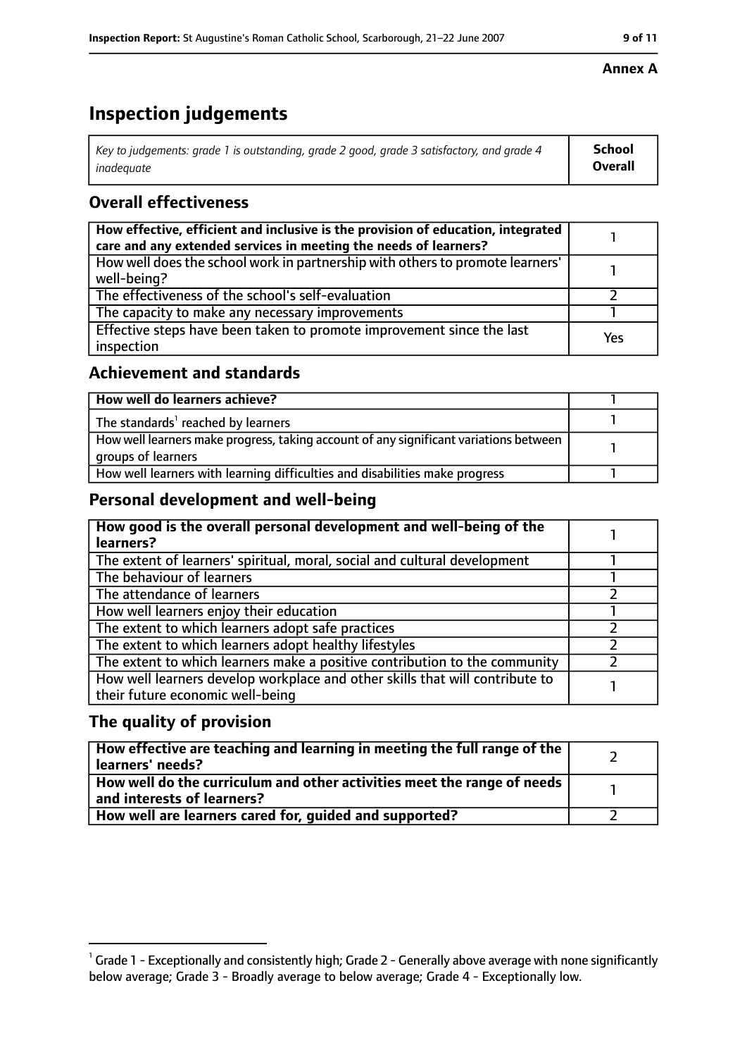**Annex A**

# Inspection judgements

| *Key to judgements: grade 1 is outstanding, grade 2 good, grade 3 satisfactory, and grade 4 inadequate* | **School Overall** |
|---|---|

## Overall effectiveness

| | |
|---|---|
| **How effective, efficient and inclusive is the provision of education, integrated care and any extended services in meeting the needs of learners?** | 1 |
| How well does the school work in partnership with others to promote learners' well-being? | 1 |
| The effectiveness of the school's self-evaluation | 2 |
| The capacity to make any necessary improvements | 1 |
| Effective steps have been taken to promote improvement since the last inspection | Yes |

## Achievement and standards

| | |
|---|---|
| **How well do learners achieve?** | 1 |
| The standards[1] reached by learners | 1 |
| How well learners make progress, taking account of any significant variations between groups of learners | 1 |
| How well learners with learning difficulties and disabilities make progress | 1 |

## Personal development and well-being

| | |
|---|---|
| **How good is the overall personal development and well-being of the learners?** | 1 |
| The extent of learners' spiritual, moral, social and cultural development | 1 |
| The behaviour of learners | 1 |
| The attendance of learners | 2 |
| How well learners enjoy their education | 1 |
| The extent to which learners adopt safe practices | 2 |
| The extent to which learners adopt healthy lifestyles | 2 |
| The extent to which learners make a positive contribution to the community | 2 |
| How well learners develop workplace and other skills that will contribute to their future economic well-being | 1 |

## The quality of provision

| | |
|---|---|
| **How effective are teaching and learning in meeting the full range of the learners' needs?** | 2 |
| **How well do the curriculum and other activities meet the range of needs and interests of learners?** | 1 |
| **How well are learners cared for, guided and supported?** | 2 |

[1] Grade 1 - Exceptionally and consistently high; Grade 2 - Generally above average with none significantly below average; Grade 3 - Broadly average to below average; Grade 4 - Exceptionally low.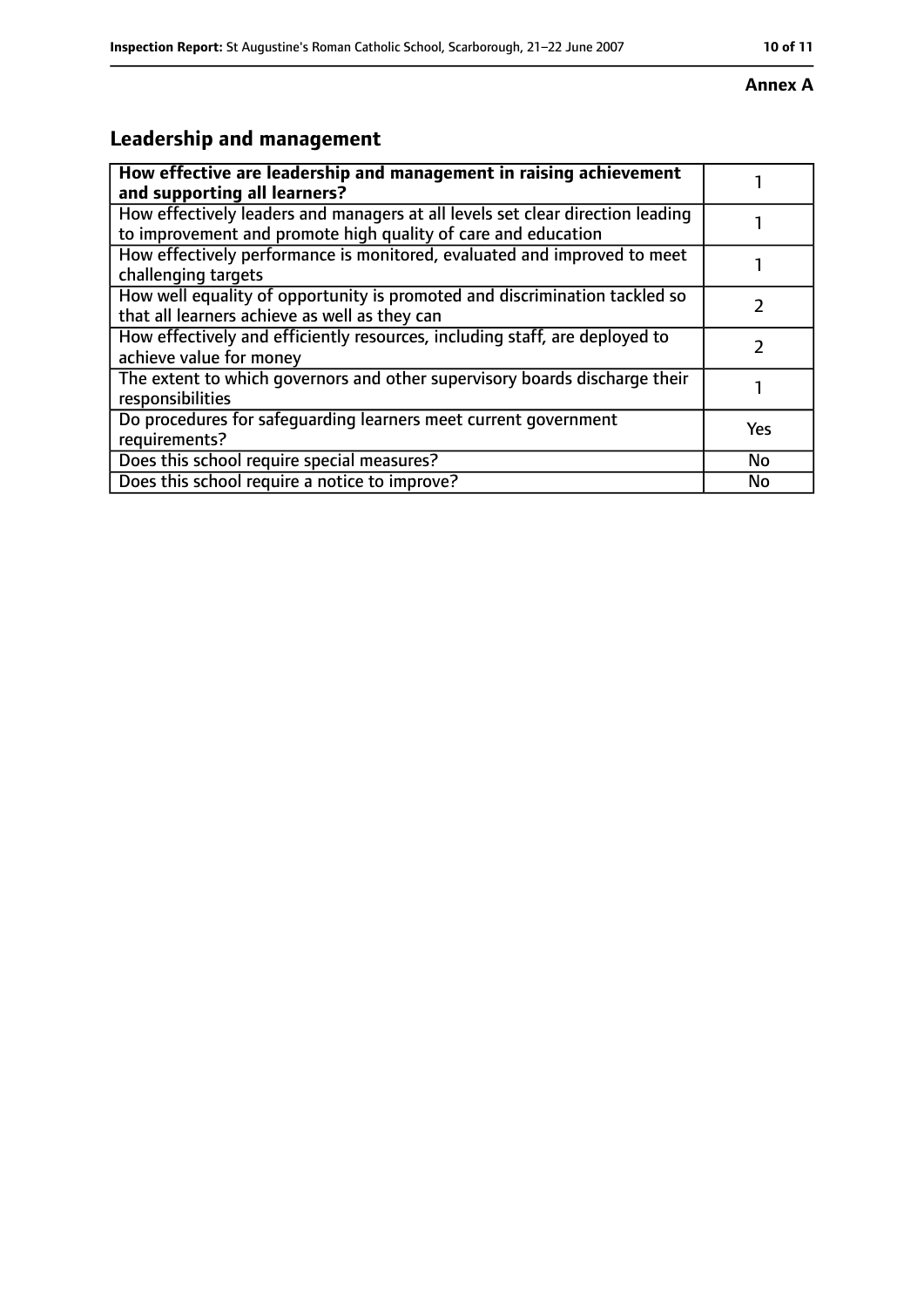**Annex A**

## Leadership and management

| **How effective are leadership and management in raising achievement and supporting all learners?** | 1 |
|---|---|
| How effectively leaders and managers at all levels set clear direction leading to improvement and promote high quality of care and education | 1 |
| How effectively performance is monitored, evaluated and improved to meet challenging targets | 1 |
| How well equality of opportunity is promoted and discrimination tackled so that all learners achieve as well as they can | 2 |
| How effectively and efficiently resources, including staff, are deployed to achieve value for money | 2 |
| The extent to which governors and other supervisory boards discharge their responsibilities | 1 |
| Do procedures for safeguarding learners meet current government requirements? | Yes |
| Does this school require special measures? | No |
| Does this school require a notice to improve? | No |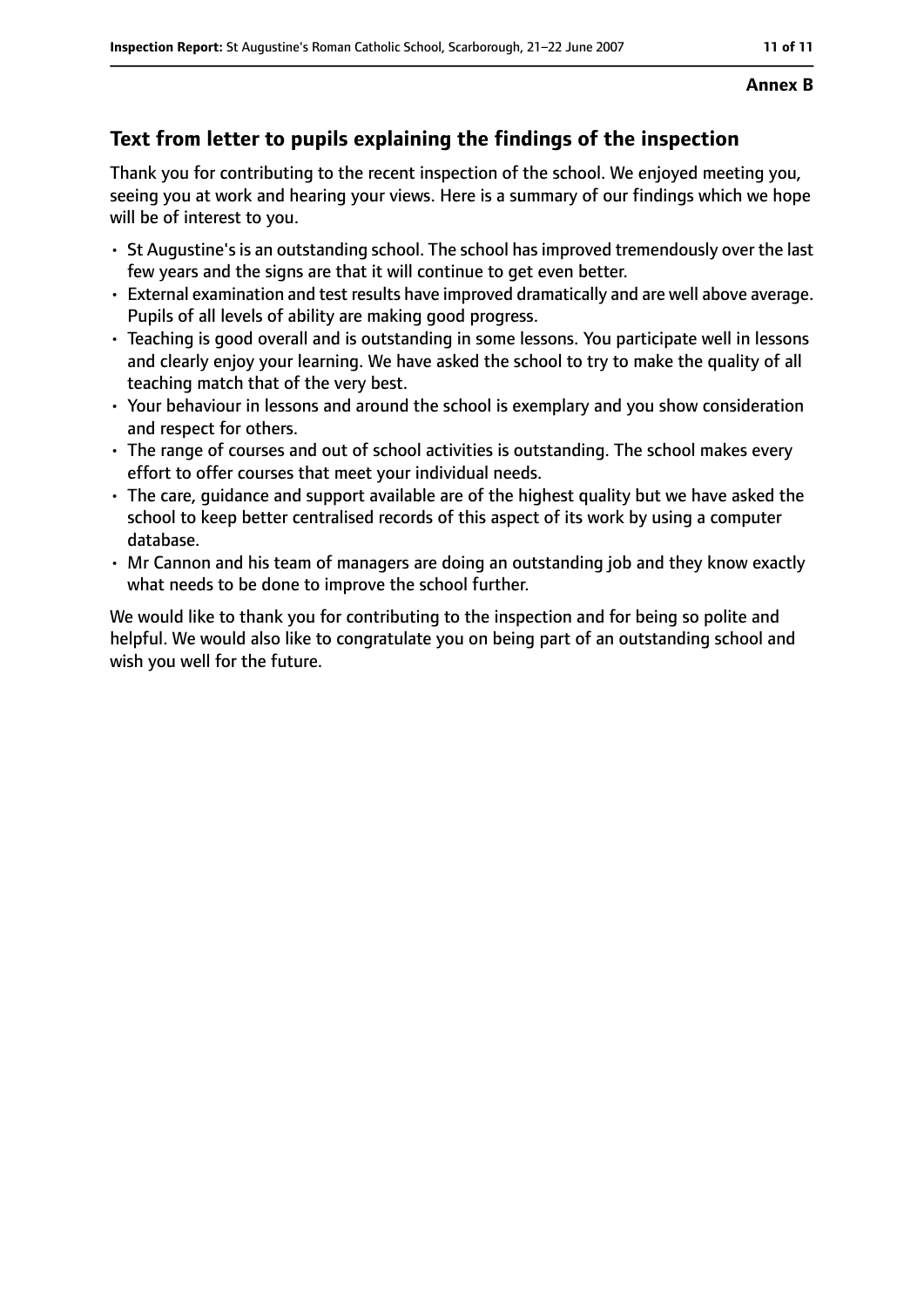**Annex B**

## Text from letter to pupils explaining the findings of the inspection

Thank you for contributing to the recent inspection of the school. We enjoyed meeting you, seeing you at work and hearing your views. Here is a summary of our findings which we hope will be of interest to you.

- St Augustine's is an outstanding school. The school has improved tremendously over the last few years and the signs are that it will continue to get even better.
- External examination and test results have improved dramatically and are well above average. Pupils of all levels of ability are making good progress.
- Teaching is good overall and is outstanding in some lessons. You participate well in lessons and clearly enjoy your learning. We have asked the school to try to make the quality of all teaching match that of the very best.
- Your behaviour in lessons and around the school is exemplary and you show consideration and respect for others.
- The range of courses and out of school activities is outstanding. The school makes every effort to offer courses that meet your individual needs.
- The care, guidance and support available are of the highest quality but we have asked the school to keep better centralised records of this aspect of its work by using a computer database.
- Mr Cannon and his team of managers are doing an outstanding job and they know exactly what needs to be done to improve the school further.

We would like to thank you for contributing to the inspection and for being so polite and helpful. We would also like to congratulate you on being part of an outstanding school and wish you well for the future.